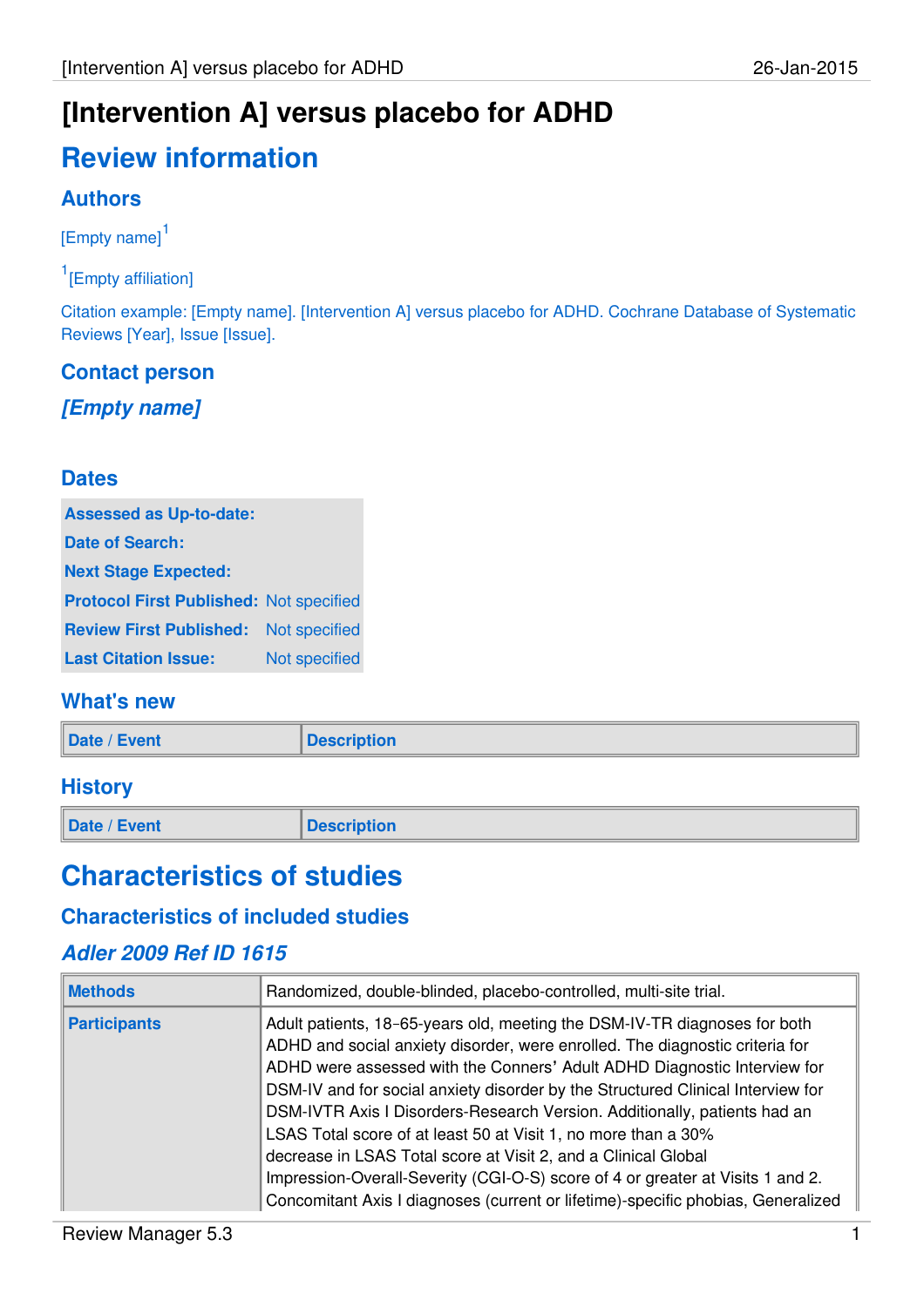# [Intervention A] versus placebo for ADHD

## Review information

### Authors

[Empty name][1]

[1] [Empty affiliation]

Citation example: [Empty name]. [Intervention A] versus placebo for ADHD. Cochrane Database of Systematic Reviews [Year], Issue [Issue].

### Contact person

***[Empty name]***

### Dates

| | |
|---|---|
| **Assessed as Up-to-date:** | |
| **Date of Search:** | |
| **Next Stage Expected:** | |
| **Protocol First Published:** | Not specified |
| **Review First Published:** | Not specified |
| **Last Citation Issue:** | Not specified |

### What's new

| Date / Event | Description |
|---|---|

### History

| Date / Event | Description |
|---|---|

## Characteristics of studies

### Characteristics of included studies

#### *Adler 2009 Ref ID 1615*

| | |
|---|---|
| **Methods** | Randomized, double-blinded, placebo-controlled, multi-site trial. |
| **Participants** | Adult patients, 18-65-years old, meeting the DSM-IV-TR diagnoses for both ADHD and social anxiety disorder, were enrolled. The diagnostic criteria for ADHD were assessed with the Conners' Adult ADHD Diagnostic Interview for DSM-IV and for social anxiety disorder by the Structured Clinical Interview for DSM-IVTR Axis I Disorders-Research Version. Additionally, patients had an LSAS Total score of at least 50 at Visit 1, no more than a 30% decrease in LSAS Total score at Visit 2, and a Clinical Global Impression-Overall-Severity (CGI-O-S) score of 4 or greater at Visits 1 and 2. Concomitant Axis I diagnoses (current or lifetime)-specific phobias, Generalized |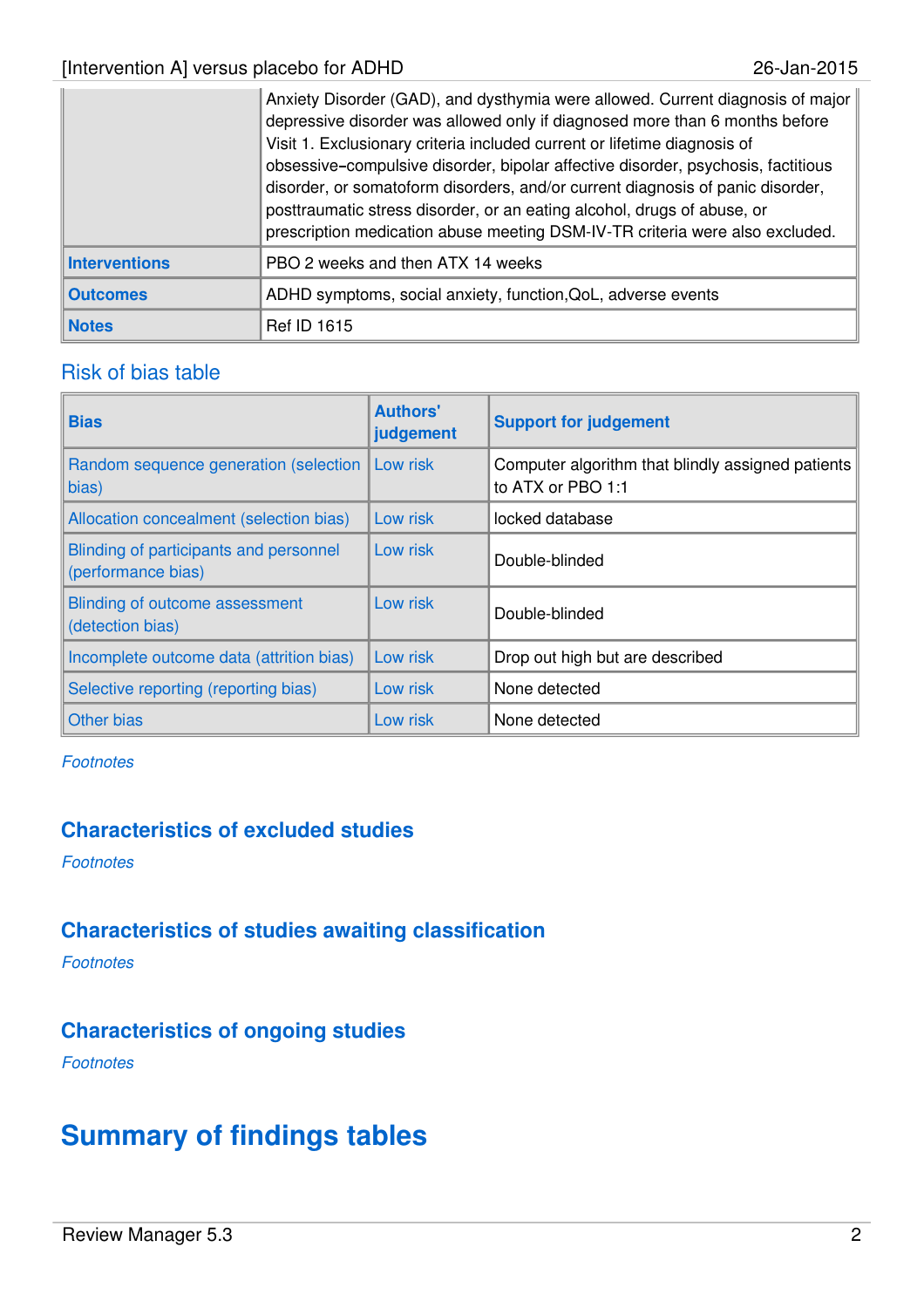| | |
|---|---|
| | Anxiety Disorder (GAD), and dysthymia were allowed. Current diagnosis of major depressive disorder was allowed only if diagnosed more than 6 months before Visit 1. Exclusionary criteria included current or lifetime diagnosis of obsessive–compulsive disorder, bipolar affective disorder, psychosis, factitious disorder, or somatoform disorders, and/or current diagnosis of panic disorder, posttraumatic stress disorder, or an eating alcohol, drugs of abuse, or prescription medication abuse meeting DSM-IV-TR criteria were also excluded. |
| **Interventions** | PBO 2 weeks and then ATX 14 weeks |
| **Outcomes** | ADHD symptoms, social anxiety, function,QoL, adverse events |
| **Notes** | Ref ID 1615 |

## Risk of bias table

| Bias | Authors' judgement | Support for judgement |
|---|---|---|
| Random sequence generation (selection bias) | Low risk | Computer algorithm that blindly assigned patients to ATX or PBO 1:1 |
| Allocation concealment (selection bias) | Low risk | locked database |
| Blinding of participants and personnel (performance bias) | Low risk | Double-blinded |
| Blinding of outcome assessment (detection bias) | Low risk | Double-blinded |
| Incomplete outcome data (attrition bias) | Low risk | Drop out high but are described |
| Selective reporting (reporting bias) | Low risk | None detected |
| Other bias | Low risk | None detected |

*Footnotes*

## Characteristics of excluded studies

*Footnotes*

## Characteristics of studies awaiting classification

*Footnotes*

## Characteristics of ongoing studies

*Footnotes*

# Summary of findings tables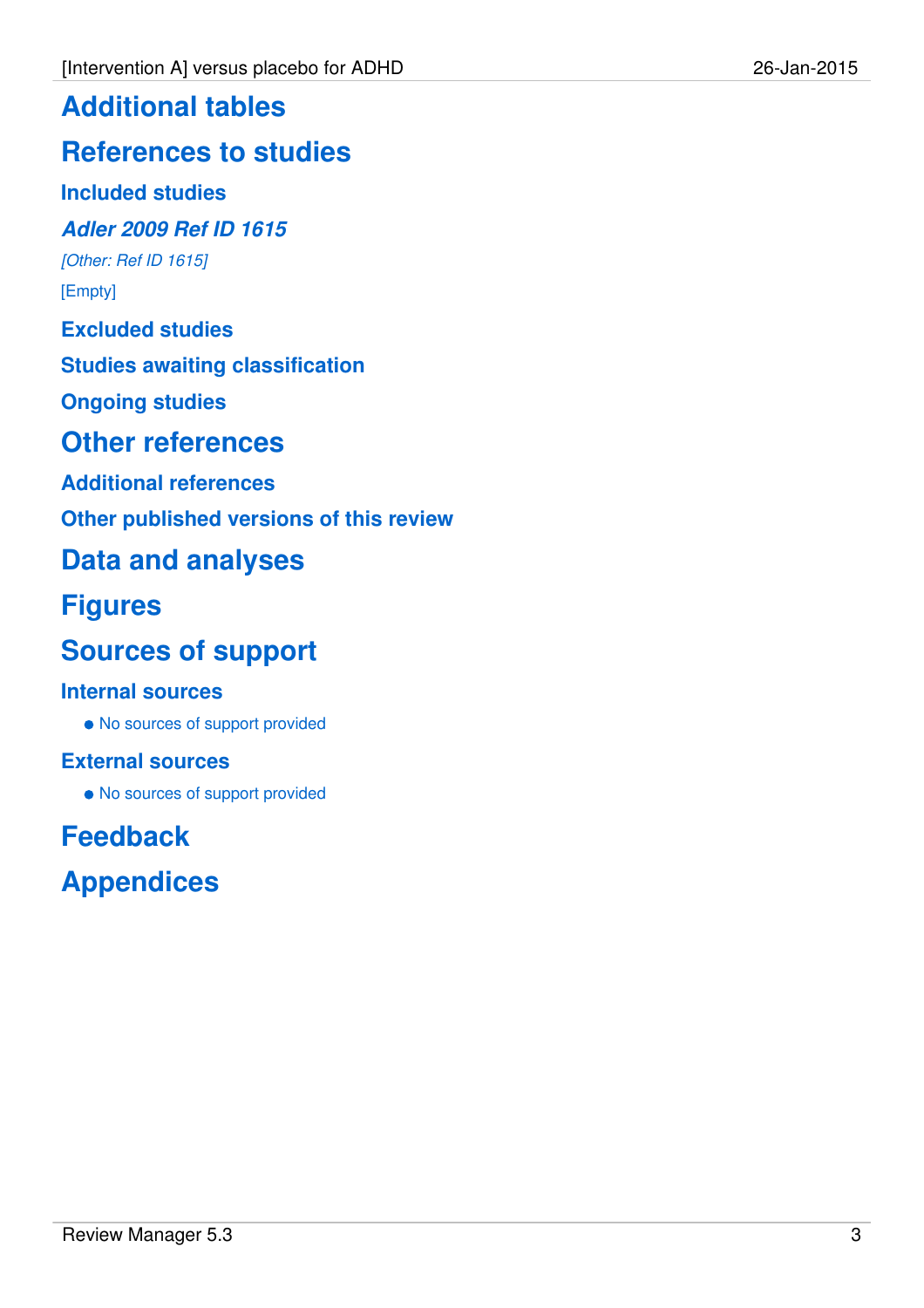# Additional tables

# References to studies

## Included studies

### *Adler 2009 Ref ID 1615*

*[Other: Ref ID 1615]*

[Empty]

## Excluded studies

## Studies awaiting classification

## Ongoing studies

# Other references

## Additional references

## Other published versions of this review

# Data and analyses

# Figures

# Sources of support

## Internal sources

- No sources of support provided

## External sources

- No sources of support provided

# Feedback

# Appendices